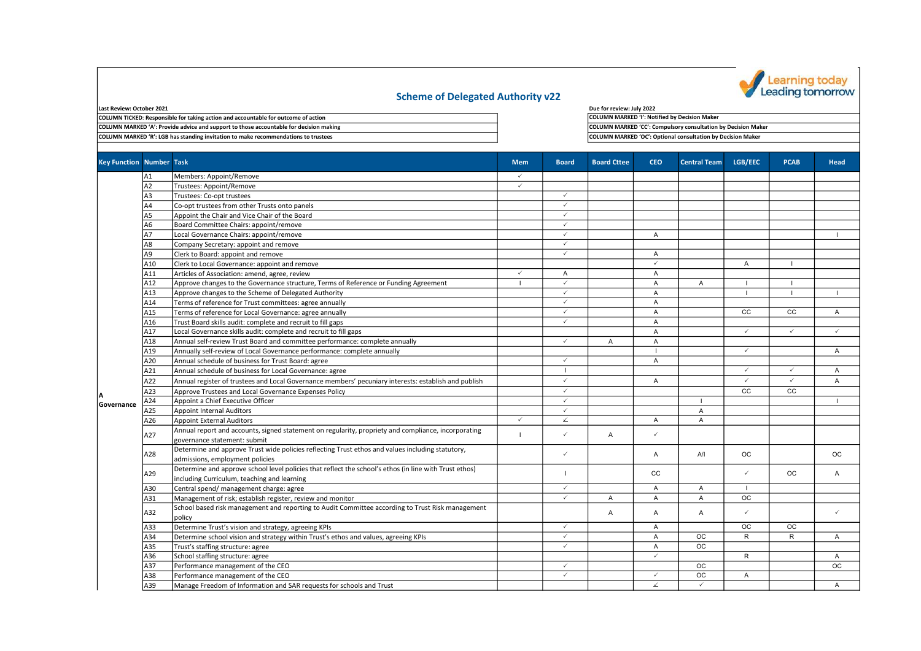# Scheme of Delegated Authority v22

**Last Review: October 2021**

**Due for review: July 2022**

**COLUMN TICKED**: Responsible for taking action and accountable for outcome of action

**COLUMN MARKED 'A'**: Provide advice and support to those accountable for decision making

**COLUMN MARKED 'R'**: LGB has standing invitation to make recommendations to trustees

**COLUMN MARKED 'I'**: Notified by Decision Maker

**COLUMN MARKED 'CC'**: Compulsory consultation by Decision Maker

**COLUMN MARKED 'OC'**: Optional consultation by Decision Maker

| Key Function | Number | Task | Mem | Board | Board Cttee | CEO | Central Team | LGB/EEC | PCAB | Head |
|---|---|---|---|---|---|---|---|---|---|---|
| A Governance | A1 | Members: Appoint/Remove | ✓ | | | | | | | |
| | A2 | Trustees: Appoint/Remove | ✓ | | | | | | | |
| | A3 | Trustees: Co-opt trustees | | ✓ | | | | | | |
| | A4 | Co-opt trustees from other Trusts onto panels | | ✓ | | | | | | |
| | A5 | Appoint the Chair and Vice Chair of the Board | | ✓ | | | | | | |
| | A6 | Board Committee Chairs: appoint/remove | | ✓ | | | | | | |
| | A7 | Local Governance Chairs: appoint/remove | | ✓ | | A | | | | I |
| | A8 | Company Secretary: appoint and remove | | ✓ | | | | | | |
| | A9 | Clerk to Board: appoint and remove | | ✓ | | A | | | | |
| | A10 | Clerk to Local Governance: appoint and remove | | | | ✓ | | A | I | |
| | A11 | Articles of Association: amend, agree, review | ✓ | A | | A | | | | |
| | A12 | Approve changes to the Governance structure, Terms of Reference or Funding Agreement | I | ✓ | | A | A | I | I | |
| | A13 | Approve changes to the Scheme of Delegated Authority | | ✓ | | A | | I | I | I |
| | A14 | Terms of reference for Trust committees: agree annually | | ✓ | | A | | | | |
| | A15 | Terms of reference for Local Governance: agree annually | | ✓ | | A | | CC | CC | A |
| | A16 | Trust Board skills audit: complete and recruit to fill gaps | | ✓ | | A | | | | |
| | A17 | Local Governance skills audit: complete and recruit to fill gaps | | | | A | | ✓ | ✓ | ✓ |
| | A18 | Annual self-review Trust Board and committee performance: complete annually | | ✓ | A | A | | | | |
| | A19 | Annually self-review of Local Governance performance: complete annually | | | | I | | ✓ | | A |
| | A20 | Annual schedule of business for Trust Board: agree | | ✓ | | A | | | | |
| | A21 | Annual schedule of business for Local Governance: agree | | I | | | | ✓ | ✓ | A |
| | A22 | Annual register of trustees and Local Governance members' pecuniary interests: establish and publish | | ✓ | | A | | ✓ | ✓ | A |
| | A23 | Approve Trustees and Local Governance Expenses Policy | | ✓ | | | | CC | CC | |
| | A24 | Appoint a Chief Executive Officer | | ✓ | | | I | | | I |
| | A25 | Appoint Internal Auditors | | ✓ | | | A | | | |
| | A26 | Appoint External Auditors | ✓ | ∠ | | A | A | | | |
| | A27 | Annual report and accounts, signed statement on regularity, propriety and compliance, incorporating governance statement: submit | I | ✓ | A | ✓ | | | | |
| | A28 | Determine and approve Trust wide policies reflecting Trust ethos and values including statutory, admissions, employment policies | | ✓ | | A | A/I | OC | | OC |
| | A29 | Determine and approve school level policies that reflect the school's ethos (in line with Trust ethos) including Curriculum, teaching and learning | | I | | CC | | ✓ | OC | A |
| | A30 | Central spend/ management charge: agree | | ✓ | | A | A | I | | |
| | A31 | Management of risk; establish register, review and monitor | | ✓ | A | A | A | OC | | |
| | A32 | School based risk management and reporting to Audit Committee according to Trust Risk management policy | | | A | A | A | ✓ | | ✓ |
| | A33 | Determine Trust's vision and strategy, agreeing KPIs | | ✓ | | A | | OC | OC | |
| | A34 | Determine school vision and strategy within Trust's ethos and values, agreeing KPIs | | ✓ | | A | OC | R | R | A |
| | A35 | Trust's staffing structure: agree | | ✓ | | A | OC | | | |
| | A36 | School staffing structure: agree | | | | ✓ | | R | | A |
| | A37 | Performance management of the CEO | | ✓ | | | OC | | | OC |
| | A38 | Performance management of the CEO | | ✓ | | ✓ | OC | A | | |
| | A39 | Manage Freedom of Information and SAR requests for schools and Trust | | | | ∠ | ✓ | | | A |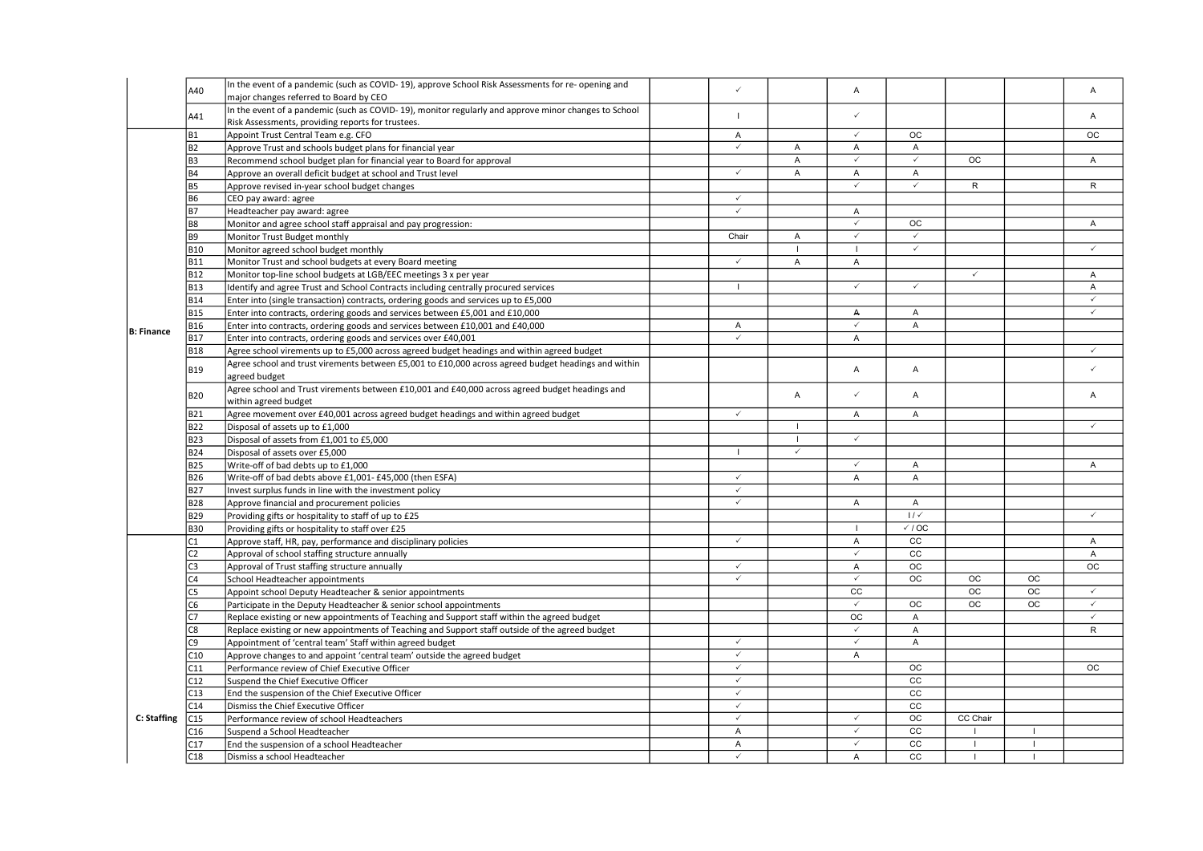| | | | | | | | | | | |
|---|---|---|---|---|---|---|---|---|---|---|
| | A40 | In the event of a pandemic (such as COVID- 19), approve School Risk Assessments for re- opening and major changes referred to Board by CEO | | ✓ | | A | | | | A |
| | A41 | In the event of a pandemic (such as COVID- 19), monitor regularly and approve minor changes to School Risk Assessments, providing reports for trustees. | | I | | ✓ | | | | A |
| **B: Finance** | B1 | Appoint Trust Central Team e.g. CFO | | A | | ✓ | OC | | | OC |
| | B2 | Approve Trust and schools budget plans for financial year | | ✓ | A | A | A | | | |
| | B3 | Recommend school budget plan for financial year to Board for approval | | | A | ✓ | ✓ | OC | | A |
| | B4 | Approve an overall deficit budget at school and Trust level | | ✓ | A | A | A | | | |
| | B5 | Approve revised in-year school budget changes | | | | ✓ | ✓ | R | | R |
| | B6 | CEO pay award: agree | | ✓ | | | | | | |
| | B7 | Headteacher pay award: agree | | ✓ | | A | | | | |
| | B8 | Monitor and agree school staff appraisal and pay progression: | | | | ✓ | OC | | | A |
| | B9 | Monitor Trust Budget monthly | | Chair | A | ✓ | ✓ | | | |
| | B10 | Monitor agreed school budget monthly | | | I | I | ✓ | | | ✓ |
| | B11 | Monitor Trust and school budgets at every Board meeting | | ✓ | A | A | | | | |
| | B12 | Monitor top-line school budgets at LGB/EEC meetings 3 x per year | | | | | | ✓ | | A |
| | B13 | Identify and agree Trust and School Contracts including centrally procured services | | I | | ✓ | ✓ | | | A |
| | B14 | Enter into (single transaction) contracts, ordering goods and services up to £5,000 | | | | | | | | ✓ |
| | B15 | Enter into contracts, ordering goods and services between £5,001 and £10,000 | | | | ~~A~~ | A | | | ✓ |
| | B16 | Enter into contracts, ordering goods and services between £10,001 and £40,000 | | A | | ✓ | A | | | |
| | B17 | Enter into contracts, ordering goods and services over £40,001 | | ✓ | | A | | | | |
| | B18 | Agree school virements up to £5,000 across agreed budget headings and within agreed budget | | | | | | | | ✓ |
| | B19 | Agree school and trust virements between £5,001 to £10,000 across agreed budget headings and within agreed budget | | | | A | A | | | ✓ |
| | B20 | Agree school and Trust virements between £10,001 and £40,000 across agreed budget headings and within agreed budget | | | A | ✓ | A | | | A |
| | B21 | Agree movement over £40,001 across agreed budget headings and within agreed budget | | ✓ | | A | A | | | |
| | B22 | Disposal of assets up to £1,000 | | | I | | | | | ✓ |
| | B23 | Disposal of assets from £1,001 to £5,000 | | | I | ✓ | | | | |
| | B24 | Disposal of assets over £5,000 | | I | ✓ | | | | | |
| | B25 | Write-off of bad debts up to £1,000 | | | | ✓ | A | | | A |
| | B26 | Write-off of bad debts above £1,001- £45,000 (then ESFA) | | ✓ | | A | A | | | |
| | B27 | Invest surplus funds in line with the investment policy | | ✓ | | | | | | |
| | B28 | Approve financial and procurement policies | | ✓ | | A | A | | | |
| | B29 | Providing gifts or hospitality to staff of up to £25 | | | | | I / ✓ | | | ✓ |
| | B30 | Providing gifts or hospitality to staff over £25 | | | | I | ✓ / OC | | | |
| **C: Staffing** | C1 | Approve staff, HR, pay, performance and disciplinary policies | | ✓ | | A | CC | | | A |
| | C2 | Approval of school staffing structure annually | | | | ✓ | CC | | | A |
| | C3 | Approval of Trust staffing structure annually | | ✓ | | A | OC | | | OC |
| | C4 | School Headteacher appointments | | ✓ | | ✓ | OC | OC | OC | |
| | C5 | Appoint school Deputy Headteacher & senior appointments | | | | CC | | OC | OC | ✓ |
| | C6 | Participate in the Deputy Headteacher & senior school appointments | | | | ✓ | OC | OC | OC | ✓ |
| | C7 | Replace existing or new appointments of Teaching and Support staff within the agreed budget | | | | OC | A | | | ✓ |
| | C8 | Replace existing or new appointments of Teaching and Support staff outside of the agreed budget | | | | ✓ | A | | | R |
| | C9 | Appointment of 'central team' Staff within agreed budget | | ✓ | | ✓ | A | | | |
| | C10 | Approve changes to and appoint 'central team' outside the agreed budget | | ✓ | | A | | | | |
| | C11 | Performance review of Chief Executive Officer | | ✓ | | | OC | | | OC |
| | C12 | Suspend the Chief Executive Officer | | ✓ | | | CC | | | |
| | C13 | End the suspension of the Chief Executive Officer | | ✓ | | | CC | | | |
| | C14 | Dismiss the Chief Executive Officer | | ✓ | | | CC | | | |
| | C15 | Performance review of school Headteachers | | ✓ | | ✓ | OC | CC Chair | | |
| | C16 | Suspend a School Headteacher | | A | | ✓ | CC | I | I | |
| | C17 | End the suspension of a school Headteacher | | A | | ✓ | CC | I | I | |
| | C18 | Dismiss a school Headteacher | | ✓ | | A | CC | I | I | |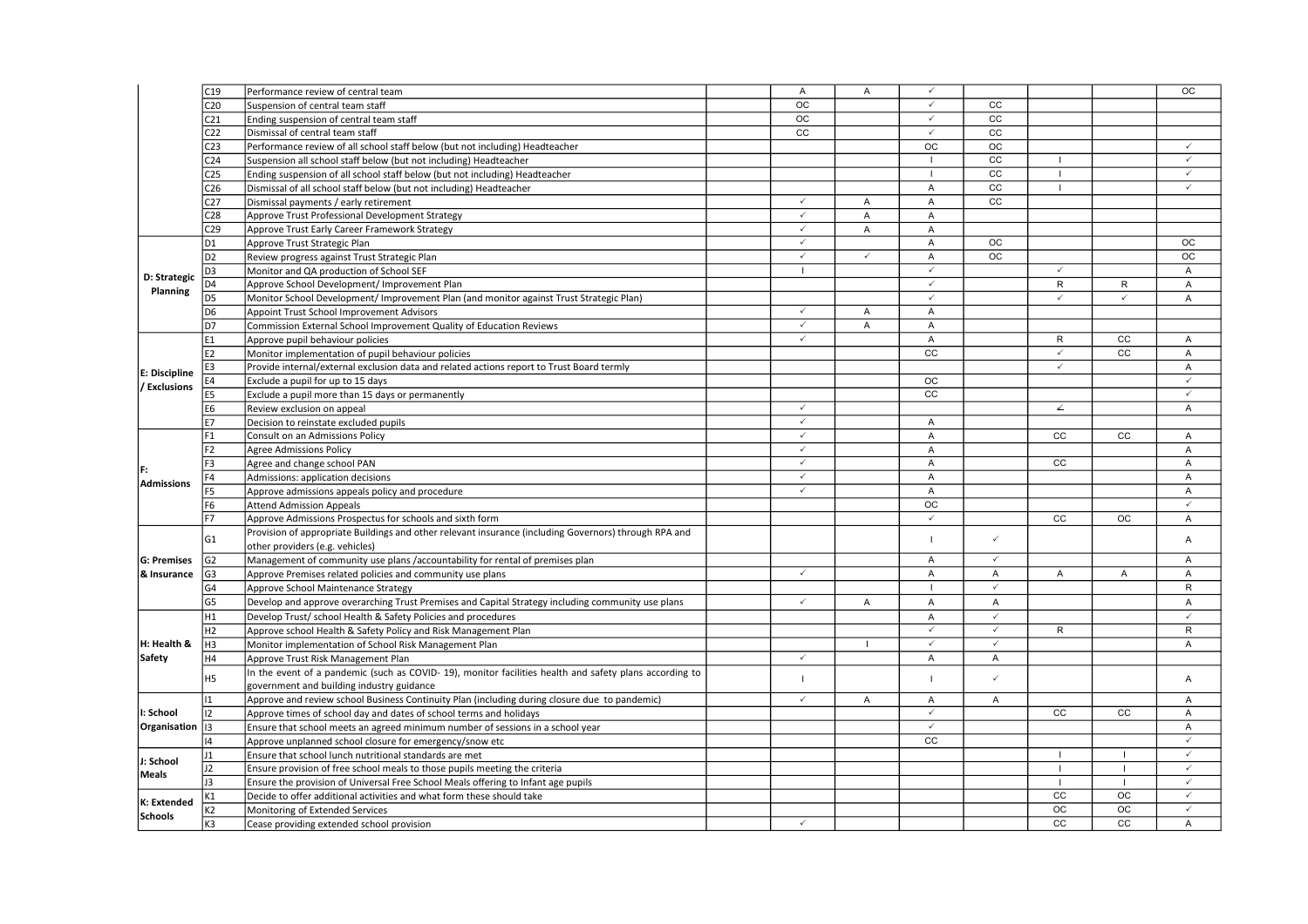| | | | | | | | | | | |
|---|---|---|---|---|---|---|---|---|---|---|
| | C19 | Performance review of central team | | A | A | ✓ | | | | OC |
| | C20 | Suspension of central team staff | | OC | | ✓ | CC | | | |
| | C21 | Ending suspension of central team staff | | OC | | ✓ | CC | | | |
| | C22 | Dismissal of central team staff | | CC | | ✓ | CC | | | |
| | C23 | Performance review of all school staff below (but not including) Headteacher | | | | OC | OC | | | ✓ |
| | C24 | Suspension all school staff below (but not including) Headteacher | | | | I | CC | I | | ✓ |
| | C25 | Ending suspension of all school staff below (but not including) Headteacher | | | | I | CC | I | | ✓ |
| | C26 | Dismissal of all school staff below (but not including) Headteacher | | | | A | CC | I | | ✓ |
| | C27 | Dismissal payments / early retirement | | ✓ | A | A | CC | | | |
| | C28 | Approve Trust Professional Development Strategy | | ✓ | A | A | | | | |
| | C29 | Approve Trust Early Career Framework Strategy | | ✓ | A | A | | | | |
| **D: Strategic Planning** | D1 | Approve Trust Strategic Plan | | ✓ | | A | OC | | | OC |
| | D2 | Review progress against Trust Strategic Plan | | ✓ | ✓ | A | OC | | | OC |
| | D3 | Monitor and QA production of School SEF | | I | | ✓ | | ✓ | | A |
| | D4 | Approve School Development/ Improvement Plan | | | | ✓ | | R | R | A |
| | D5 | Monitor School Development/ Improvement Plan (and monitor against Trust Strategic Plan) | | | | ✓ | | ✓ | ✓ | A |
| | D6 | Appoint Trust School Improvement Advisors | | ✓ | A | A | | | | |
| | D7 | Commission External School Improvement Quality of Education Reviews | | ✓ | A | A | | | | |
| **E: Discipline / Exclusions** | E1 | Approve pupil behaviour policies | | ✓ | | A | | R | CC | A |
| | E2 | Monitor implementation of pupil behaviour policies | | | | CC | | ✓ | CC | A |
| | E3 | Provide internal/external exclusion data and related actions report to Trust Board termly | | | | | | ✓ | | A |
| | E4 | Exclude a pupil for up to 15 days | | | | OC | | | | ✓ |
| | E5 | Exclude a pupil more than 15 days or permanently | | | | CC | | | | ✓ |
| | E6 | Review exclusion on appeal | | ✓ | | | | ∠ | | A |
| | E7 | Decision to reinstate excluded pupils | | ✓ | | A | | | | |
| **F: Admissions** | F1 | Consult on an Admissions Policy | | ✓ | | A | | CC | CC | A |
| | F2 | Agree Admissions Policy | | ✓ | | A | | | | A |
| | F3 | Agree and change school PAN | | ✓ | | A | | CC | | A |
| | F4 | Admissions: application decisions | | ✓ | | A | | | | A |
| | F5 | Approve admissions appeals policy and procedure | | ✓ | | A | | | | A |
| | F6 | Attend Admission Appeals | | | | OC | | | | ✓ |
| | F7 | Approve Admissions Prospectus for schools and sixth form | | | | ✓ | | CC | OC | A |
| **G: Premises & Insurance** | G1 | Provision of appropriate Buildings and other relevant insurance (including Governors) through RPA and other providers (e.g. vehicles) | | | | I | ✓ | | | A |
| | G2 | Management of community use plans /accountability for rental of premises plan | | | | A | ✓ | | | A |
| | G3 | Approve Premises related policies and community use plans | | ✓ | | A | A | A | A | A |
| | G4 | Approve School Maintenance Strategy | | | | I | ✓ | | | R |
| | G5 | Develop and approve overarching Trust Premises and Capital Strategy including community use plans | | ✓ | A | A | A | | | A |
| **H: Health & Safety** | H1 | Develop Trust/ school Health & Safety Policies and procedures | | | | A | ✓ | | | ✓ |
| | H2 | Approve school Health & Safety Policy and Risk Management Plan | | | | ✓ | ✓ | R | | R |
| | H3 | Monitor implementation of School Risk Management Plan | | | I | ✓ | ✓ | | | A |
| | H4 | Approve Trust Risk Management Plan | | ✓ | | A | A | | | |
| | H5 | In the event of a pandemic (such as COVID- 19), monitor facilities health and safety plans according to government and building industry guidance | | I | | I | ✓ | | | A |
| **I: School Organisation** | I1 | Approve and review school Business Continuity Plan (including during closure due to pandemic) | | ✓ | A | A | A | | | A |
| | I2 | Approve times of school day and dates of school terms and holidays | | | | ✓ | | CC | CC | A |
| | I3 | Ensure that school meets an agreed minimum number of sessions in a school year | | | | ✓ | | | | A |
| | I4 | Approve unplanned school closure for emergency/snow etc | | | | CC | | | | ✓ |
| **J: School Meals** | J1 | Ensure that school lunch nutritional standards are met | | | | | | I | I | ✓ |
| | J2 | Ensure provision of free school meals to those pupils meeting the criteria | | | | | | I | I | ✓ |
| | J3 | Ensure the provision of Universal Free School Meals offering to Infant age pupils | | | | | | I | I | ✓ |
| **K: Extended Schools** | K1 | Decide to offer additional activities and what form these should take | | | | | | CC | OC | ✓ |
| | K2 | Monitoring of Extended Services | | | | | | OC | OC | ✓ |
| | K3 | Cease providing extended school provision | | ✓ | | | | CC | CC | A |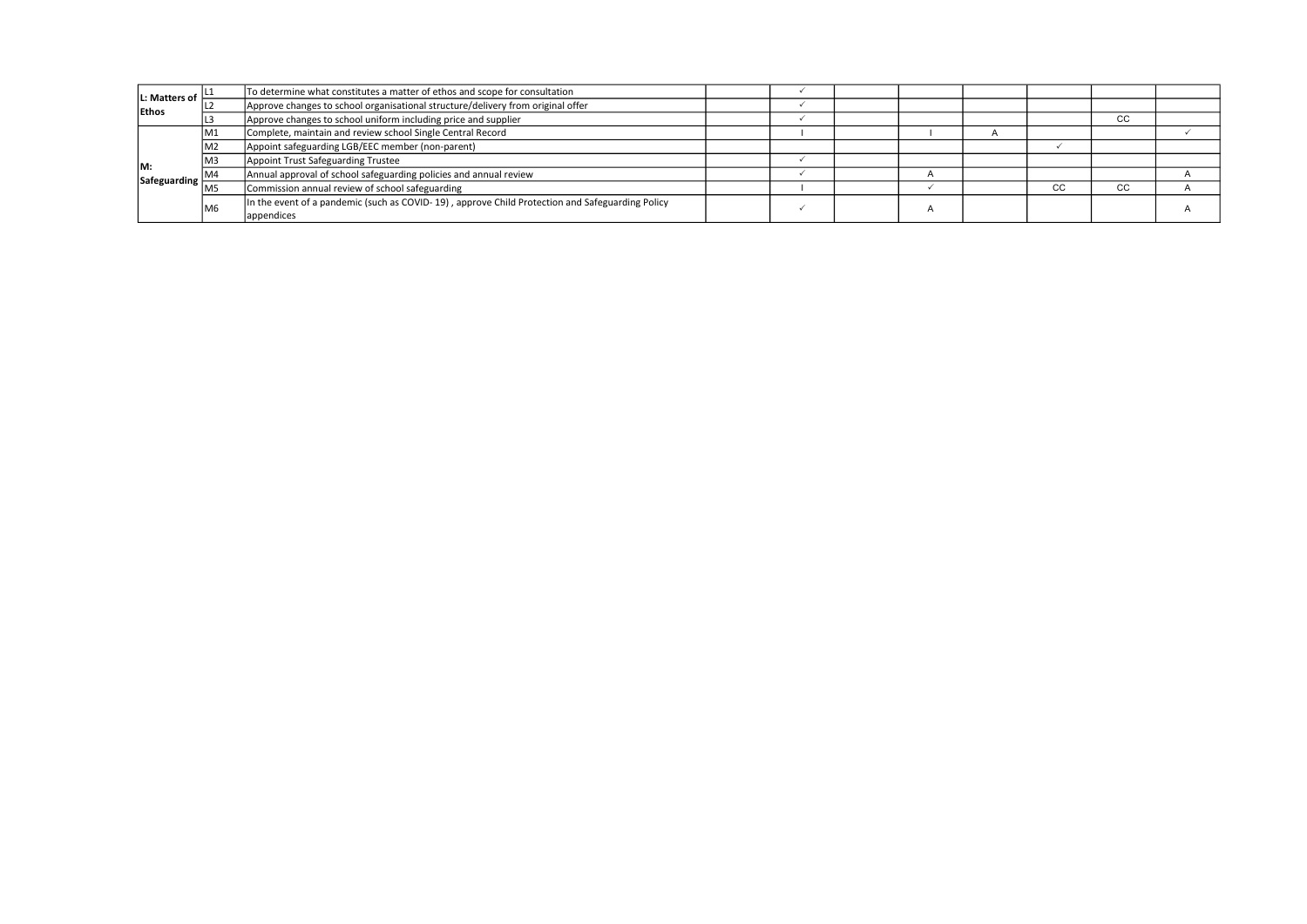| | | | | | | | | | | |
|---|---|---|---|---|---|---|---|---|---|---|
| **L: Matters of Ethos** | L1 | To determine what constitutes a matter of ethos and scope for consultation | | ✓ | | | | | | |
| | L2 | Approve changes to school organisational structure/delivery from original offer | | ✓ | | | | | | |
| | L3 | Approve changes to school uniform including price and supplier | | ✓ | | | | | CC | |
| **M: Safeguarding** | M1 | Complete, maintain and review school Single Central Record | | I | | I | A | | | ✓ |
| | M2 | Appoint safeguarding LGB/EEC member (non-parent) | | | | | | ✓ | | |
| | M3 | Appoint Trust Safeguarding Trustee | | ✓ | | | | | | |
| | M4 | Annual approval of school safeguarding policies and annual review | | ✓ | | A | | | | A |
| | M5 | Commission annual review of school safeguarding | | I | | ✓ | | CC | CC | A |
| | M6 | In the event of a pandemic (such as COVID- 19) , approve Child Protection and Safeguarding Policy appendices | | ✓ | | A | | | | A |